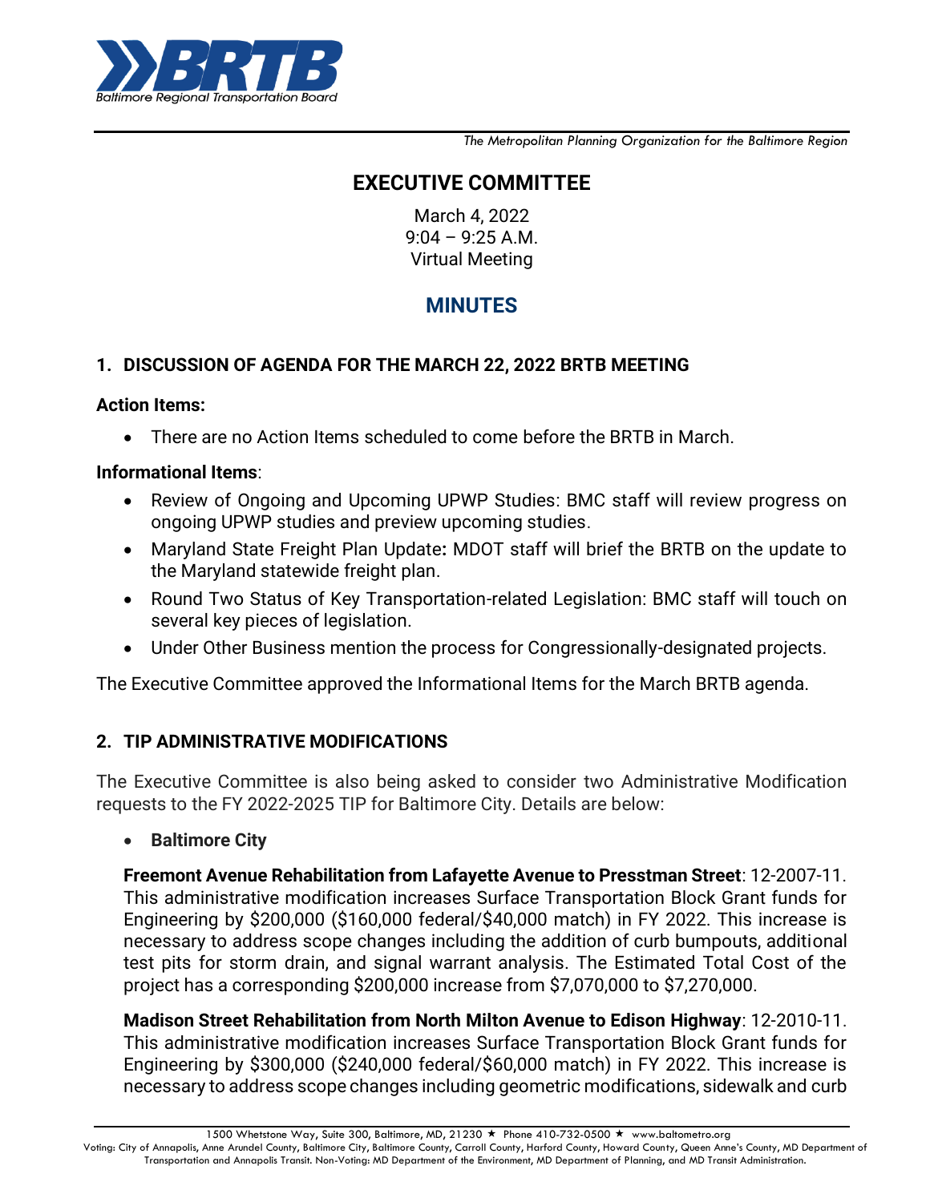*The Metropolitan Planning Organization for the Baltimore Region*

# EXECUTIVE COMMITTEE

March 4, 2022
9:04 – 9:25 A.M.
Virtual Meeting

## MINUTES

### 1. DISCUSSION OF AGENDA FOR THE MARCH 22, 2022 BRTB MEETING

**Action Items:**

- There are no Action Items scheduled to come before the BRTB in March.

**Informational Items**:

- Review of Ongoing and Upcoming UPWP Studies: BMC staff will review progress on ongoing UPWP studies and preview upcoming studies.
- Maryland State Freight Plan Update**:** MDOT staff will brief the BRTB on the update to the Maryland statewide freight plan.
- Round Two Status of Key Transportation-related Legislation: BMC staff will touch on several key pieces of legislation.
- Under Other Business mention the process for Congressionally-designated projects.

The Executive Committee approved the Informational Items for the March BRTB agenda.

### 2. TIP ADMINISTRATIVE MODIFICATIONS

The Executive Committee is also being asked to consider two Administrative Modification requests to the FY 2022-2025 TIP for Baltimore City. Details are below:

- **Baltimore City**

**Freemont Avenue Rehabilitation from Lafayette Avenue to Presstman Street**: 12-2007-11. This administrative modification increases Surface Transportation Block Grant funds for Engineering by $200,000 ($160,000 federal/$40,000 match) in FY 2022. This increase is necessary to address scope changes including the addition of curb bumpouts, additional test pits for storm drain, and signal warrant analysis. The Estimated Total Cost of the project has a corresponding $200,000 increase from $7,070,000 to $7,270,000.

**Madison Street Rehabilitation from North Milton Avenue to Edison Highway**: 12-2010-11. This administrative modification increases Surface Transportation Block Grant funds for Engineering by $300,000 ($240,000 federal/$60,000 match) in FY 2022. This increase is necessary to address scope changes including geometric modifications, sidewalk and curb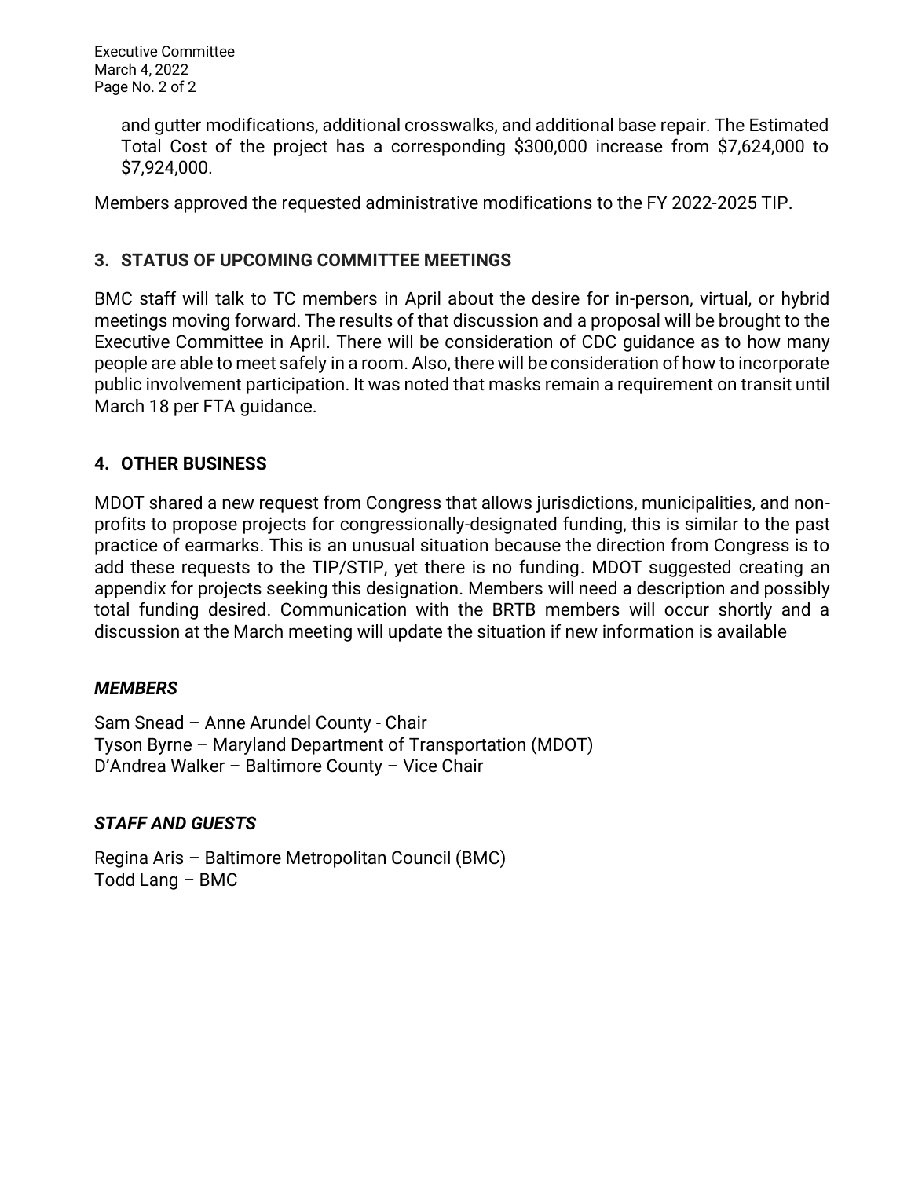and gutter modifications, additional crosswalks, and additional base repair. The Estimated Total Cost of the project has a corresponding $300,000 increase from $7,624,000 to $7,924,000.

Members approved the requested administrative modifications to the FY 2022-2025 TIP.

## 3. STATUS OF UPCOMING COMMITTEE MEETINGS

BMC staff will talk to TC members in April about the desire for in-person, virtual, or hybrid meetings moving forward. The results of that discussion and a proposal will be brought to the Executive Committee in April. There will be consideration of CDC guidance as to how many people are able to meet safely in a room. Also, there will be consideration of how to incorporate public involvement participation. It was noted that masks remain a requirement on transit until March 18 per FTA guidance.

## 4. OTHER BUSINESS

MDOT shared a new request from Congress that allows jurisdictions, municipalities, and non-profits to propose projects for congressionally-designated funding, this is similar to the past practice of earmarks. This is an unusual situation because the direction from Congress is to add these requests to the TIP/STIP, yet there is no funding. MDOT suggested creating an appendix for projects seeking this designation. Members will need a description and possibly total funding desired. Communication with the BRTB members will occur shortly and a discussion at the March meeting will update the situation if new information is available

### *MEMBERS*

Sam Snead – Anne Arundel County - Chair
Tyson Byrne – Maryland Department of Transportation (MDOT)
D'Andrea Walker – Baltimore County – Vice Chair

### *STAFF AND GUESTS*

Regina Aris – Baltimore Metropolitan Council (BMC)
Todd Lang – BMC